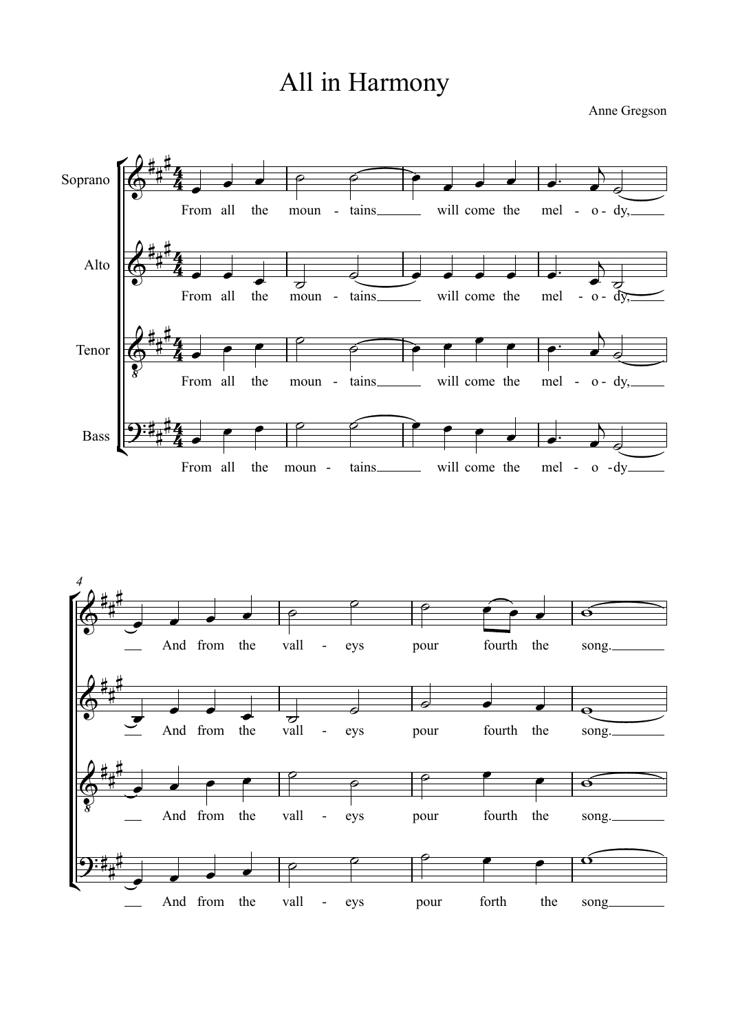# All in Harmony

Anne Gregson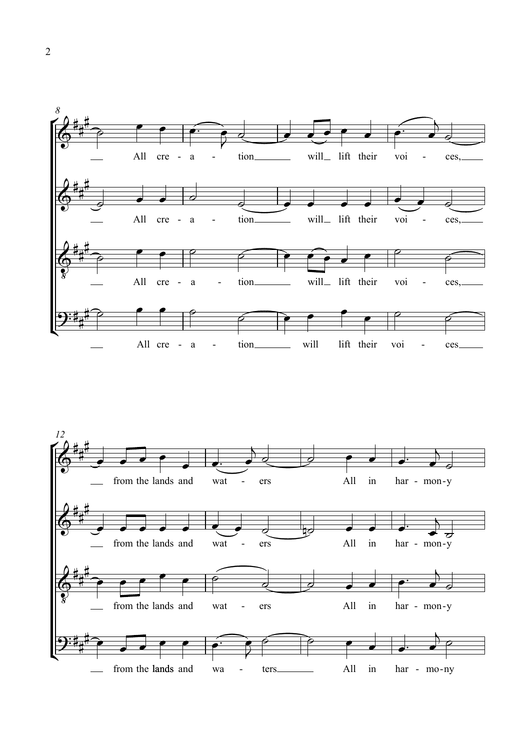All cre - a - tion will lift their voi - ces,

from the lands and wat - ers All in har - mon-y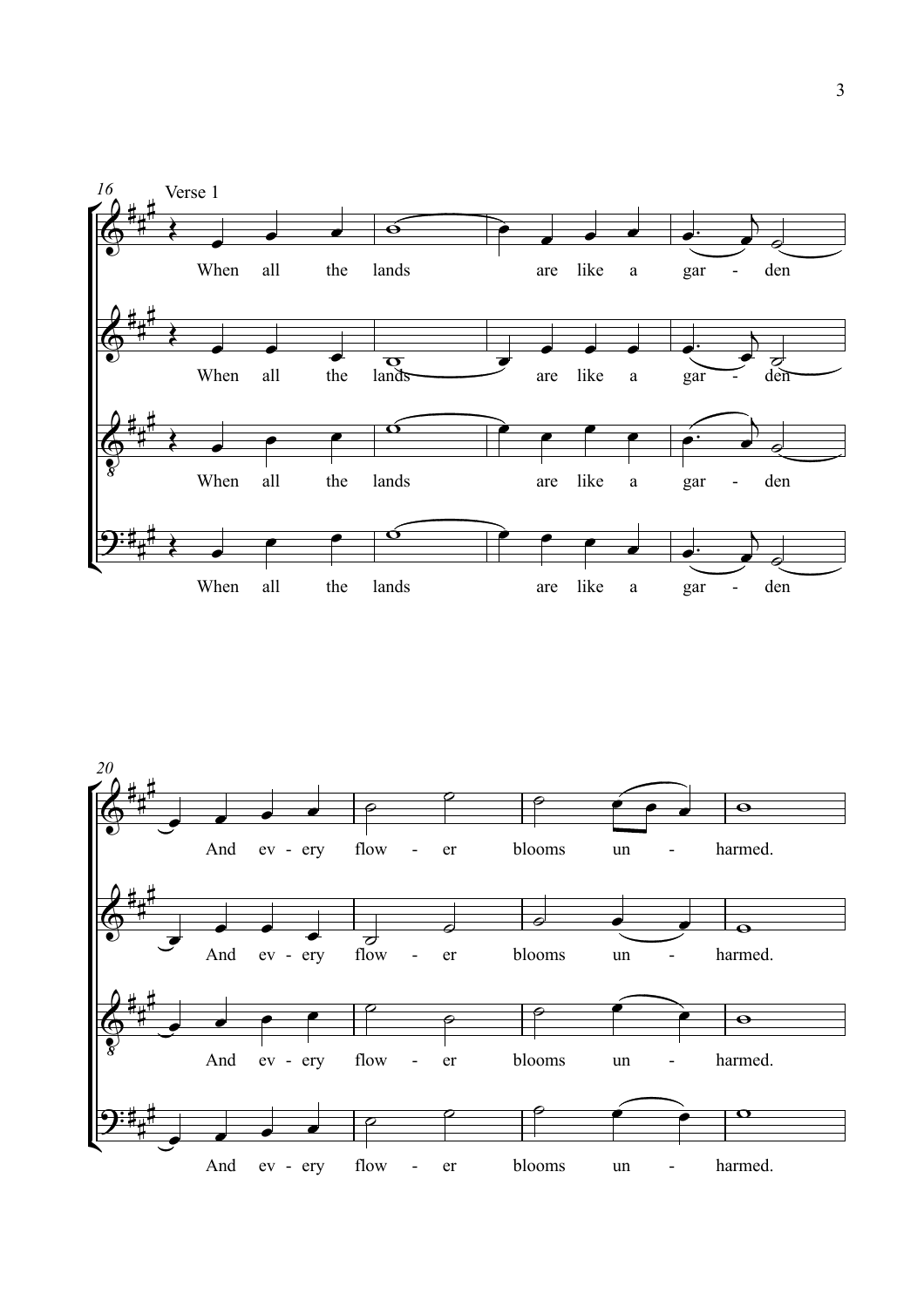Verse 1

When all the lands are like a garden

And every flower blooms unharmed.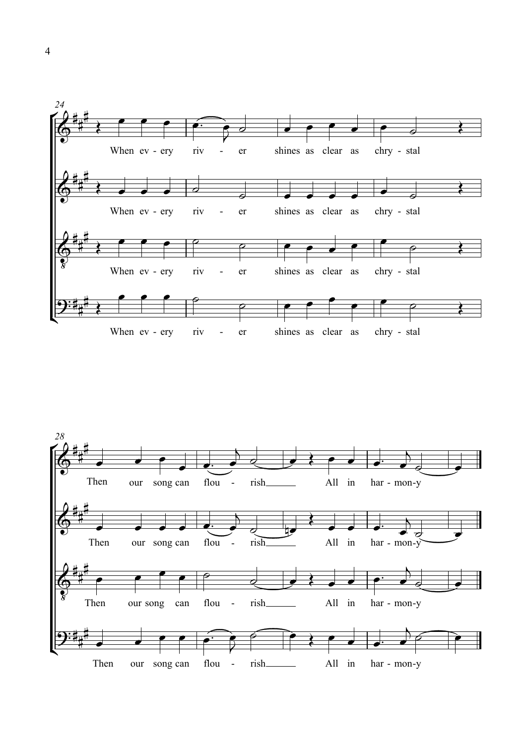When ev - ery riv - er shines as clear as chry - stal

Then our song can flou - rish All in har - mon-y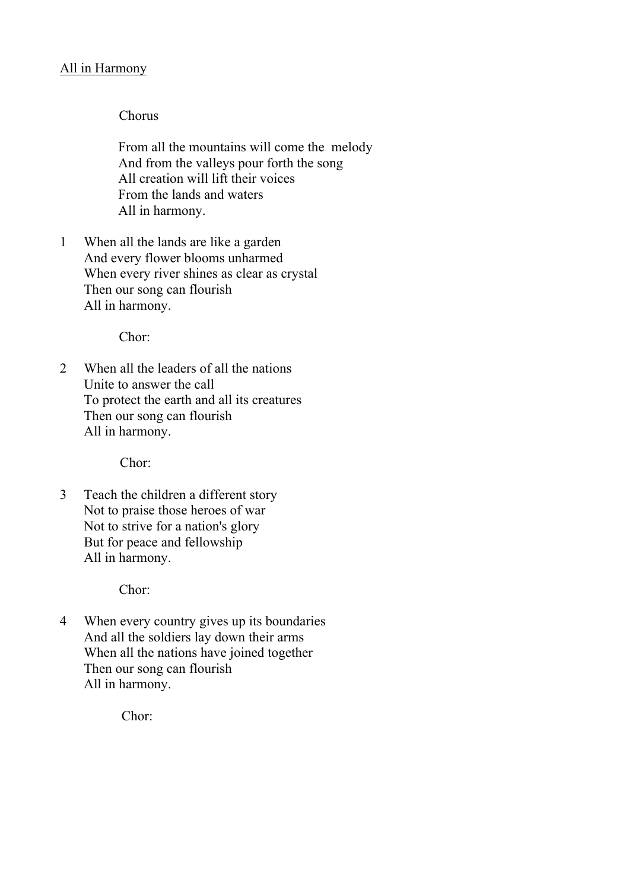<u>All in Harmony</u>

Chorus

From all the mountains will come the melody
And from the valleys pour forth the song
All creation will lift their voices
From the lands and waters
All in harmony.

1 When all the lands are like a garden
And every flower blooms unharmed
When every river shines as clear as crystal
Then our song can flourish
All in harmony.

Chor:

2 When all the leaders of all the nations
Unite to answer the call
To protect the earth and all its creatures
Then our song can flourish
All in harmony.

Chor:

3 Teach the children a different story
Not to praise those heroes of war
Not to strive for a nation's glory
But for peace and fellowship
All in harmony.

Chor:

4 When every country gives up its boundaries
And all the soldiers lay down their arms
When all the nations have joined together
Then our song can flourish
All in harmony.

Chor: